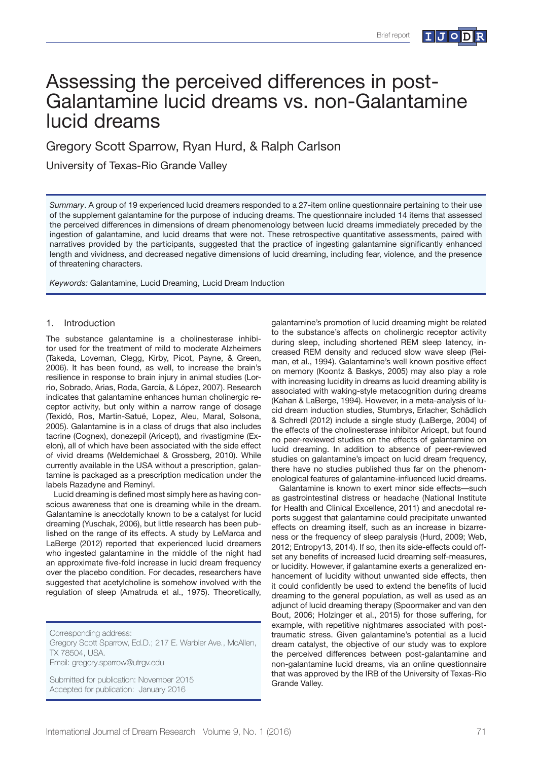# Assessing the perceived differences in post-Galantamine lucid dreams vs. non-Galantamine lucid dreams

Gregory Scott Sparrow, Ryan Hurd, & Ralph Carlson

University of Texas-Rio Grande Valley

*Summary*. A group of 19 experienced lucid dreamers responded to a 27-item online questionnaire pertaining to their use of the supplement galantamine for the purpose of inducing dreams. The questionnaire included 14 items that assessed the perceived differences in dimensions of dream phenomenology between lucid dreams immediately preceded by the ingestion of galantamine, and lucid dreams that were not. These retrospective quantitative assessments, paired with narratives provided by the participants, suggested that the practice of ingesting galantamine significantly enhanced length and vividness, and decreased negative dimensions of lucid dreaming, including fear, violence, and the presence of threatening characters.

*Keywords:* Galantamine, Lucid Dreaming, Lucid Dream Induction

## 1. Introduction

The substance galantamine is a cholinesterase inhibitor used for the treatment of mild to moderate Alzheimers (Takeda, Loveman, Clegg, Kirby, Picot, Payne, & Green, 2006). It has been found, as well, to increase the brain's resilience in response to brain injury in animal studies (Lorrio, Sobrado, Arias, Roda, García, & López, 2007). Research indicates that galantamine enhances human cholinergic receptor activity, but only within a narrow range of dosage (Texidó, Ros, Martin-Satué, Lopez, Aleu, Maral, Solsona, 2005). Galantamine is in a class of drugs that also includes tacrine (Cognex), donezepil (Aricept), and rivastigmine (Exelon), all of which have been associated with the side effect of vivid dreams (Weldemichael & Grossberg, 2010). While currently available in the USA without a prescription, galantamine is packaged as a prescription medication under the labels Razadyne and Reminyl.

Lucid dreaming is defined most simply here as having conscious awareness that one is dreaming while in the dream. Galantamine is anecdotally known to be a catalyst for lucid dreaming (Yuschak, 2006), but little research has been published on the range of its effects. A study by LeMarca and LaBerge (2012) reported that experienced lucid dreamers who ingested galantamine in the middle of the night had an approximate five-fold increase in lucid dream frequency over the placebo condition. For decades, researchers have suggested that acetylcholine is somehow involved with the regulation of sleep (Amatruda et al., 1975). Theoretically, galantamine's promotion of lucid dreaming might be related to the substance's affects on cholinergic receptor activity during sleep, including shortened REM sleep latency, increased REM density and reduced slow wave sleep (Reiman, et al., 1994). Galantamine's well known positive effect on memory (Koontz & Baskys, 2005) may also play a role with increasing lucidity in dreams as lucid dreaming ability is associated with waking-style metacognition during dreams (Kahan & LaBerge, 1994). However, in a meta-analysis of lucid dream induction studies, Stumbrys, Erlacher, Schädlich & Schredl (2012) include a single study (LaBerge, 2004) of the effects of the cholinesterase inhibitor Aricept, but found no peer-reviewed studies on the effects of galantamine on lucid dreaming. In addition to absence of peer-reviewed studies on galantamine's impact on lucid dream frequency, there have no studies published thus far on the phenomenological features of galantamine-influenced lucid dreams.

Galantamine is known to exert minor side effects—such as gastrointestinal distress or headache (National Institute for Health and Clinical Excellence, 2011) and anecdotal reports suggest that galantamine could precipitate unwanted effects on dreaming itself, such as an increase in bizarreness or the frequency of sleep paralysis (Hurd, 2009; Web, 2012; Entropy13, 2014). If so, then its side-effects could offset any benefits of increased lucid dreaming self-measures, or lucidity. However, if galantamine exerts a generalized enhancement of lucidity without unwanted side effects, then it could confidently be used to extend the benefits of lucid dreaming to the general population, as well as used as an adjunct of lucid dreaming therapy (Spoormaker and van den Bout, 2006; Holzinger et al., 2015) for those suffering, for example, with repetitive nightmares associated with post-traumatic stress. Given galantamine's potential as a lucid dream catalyst, the objective of our study was to explore the perceived differences between post-galantamine and non-galantamine lucid dreams, via an online questionnaire that was approved by the IRB of the University of Texas-Rio Grande Valley.

Corresponding address:
Gregory Scott Sparrow, Ed.D.; 217 E. Warbler Ave., McAllen, TX 78504, USA.
Email: gregory.sparrow@utrgv.edu

Submitted for publication: November 2015
Accepted for publication: January 2016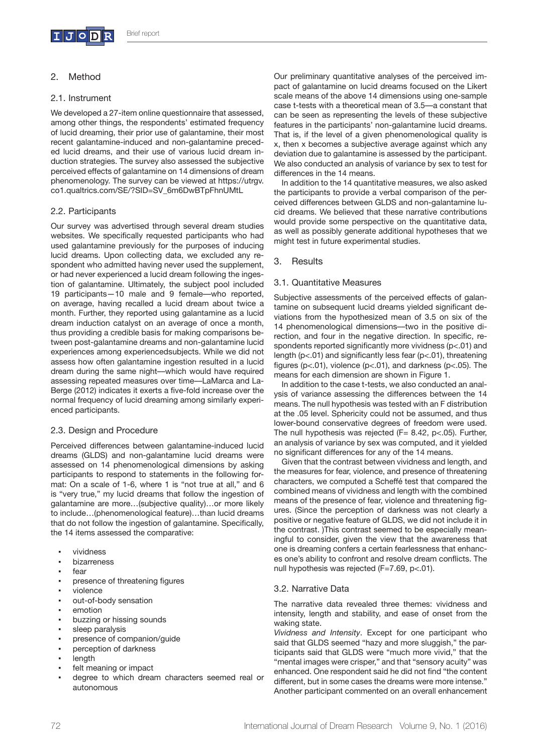## 2. Method

### 2.1. Instrument

We developed a 27-item online questionnaire that assessed, among other things, the respondents' estimated frequency of lucid dreaming, their prior use of galantamine, their most recent galantamine-induced and non-galantamine preceded lucid dreams, and their use of various lucid dream induction strategies. The survey also assessed the subjective perceived effects of galantamine on 14 dimensions of dream phenomenology. The survey can be viewed at https://utrgv.co1.qualtrics.com/SE/?SID=SV_6m6DwBTpFhnUMtL

### 2.2. Participants

Our survey was advertised through several dream studies websites. We specifically requested participants who had used galantamine previously for the purposes of inducing lucid dreams. Upon collecting data, we excluded any respondent who admitted having never used the supplement, or had never experienced a lucid dream following the ingestion of galantamine. Ultimately, the subject pool included 19 participants—10 male and 9 female—who reported, on average, having recalled a lucid dream about twice a month. Further, they reported using galantamine as a lucid dream induction catalyst on an average of once a month, thus providing a credible basis for making comparisons between post-galantamine dreams and non-galantamine lucid experiences among experiencedsubjects. While we did not assess how often galantamine ingestion resulted in a lucid dream during the same night—which would have required assessing repeated measures over time—LaMarca and LaBerge (2012) indicates it exerts a five-fold increase over the normal frequency of lucid dreaming among similarly experienced participants.

### 2.3. Design and Procedure

Perceived differences between galantamine-induced lucid dreams (GLDS) and non-galantamine lucid dreams were assessed on 14 phenomenological dimensions by asking participants to respond to statements in the following format: On a scale of 1-6, where 1 is "not true at all," and 6 is "very true," my lucid dreams that follow the ingestion of galantamine are more…(subjective quality)…or more likely to include…(phenomenological feature)…than lucid dreams that do not follow the ingestion of galantamine. Specifically, the 14 items assessed the comparative:

- vividness
- bizarreness
- fear
- presence of threatening figures
- violence
- out-of-body sensation
- emotion
- buzzing or hissing sounds
- sleep paralysis
- presence of companion/guide
- perception of darkness
- length
- felt meaning or impact
- degree to which dream characters seemed real or autonomous

Our preliminary quantitative analyses of the perceived impact of galantamine on lucid dreams focused on the Likert scale means of the above 14 dimensions using one-sample case t-tests with a theoretical mean of 3.5—a constant that can be seen as representing the levels of these subjective features in the participants' non-galantamine lucid dreams. That is, if the level of a given phenomenological quality is x, then x becomes a subjective average against which any deviation due to galantamine is assessed by the participant. We also conducted an analysis of variance by sex to test for differences in the 14 means.

In addition to the 14 quantitative measures, we also asked the participants to provide a verbal comparison of the perceived differences between GLDS and non-galantamine lucid dreams. We believed that these narrative contributions would provide some perspective on the quantitative data, as well as possibly generate additional hypotheses that we might test in future experimental studies.

## 3. Results

### 3.1. Quantitative Measures

Subjective assessments of the perceived effects of galantamine on subsequent lucid dreams yielded significant deviations from the hypothesized mean of 3.5 on six of the 14 phenomenological dimensions—two in the positive direction, and four in the negative direction. In specific, respondents reported significantly more vividness ($p<.01$) and length ($p<.01$) and significantly less fear ($p<.01$), threatening figures ($p<.01$), violence ($p<.01$), and darkness ($p<.05$). The means for each dimension are shown in Figure 1.

In addition to the case t-tests, we also conducted an analysis of variance assessing the differences between the 14 means. The null hypothesis was tested with an F distribution at the .05 level. Sphericity could not be assumed, and thus lower-bound conservative degrees of freedom were used. The null hypothesis was rejected ($F= 8.42$, $p<.05$). Further, an analysis of variance by sex was computed, and it yielded no significant differences for any of the 14 means.

Given that the contrast between vividness and length, and the measures for fear, violence, and presence of threatening characters, we computed a Scheffé test that compared the combined means of vividness and length with the combined means of the presence of fear, violence and threatening figures. (Since the perception of darkness was not clearly a positive or negative feature of GLDS, we did not include it in the contrast. )This contrast seemed to be especially meaningful to consider, given the view that the awareness that one is dreaming confers a certain fearlessness that enhances one's ability to confront and resolve dream conflicts. The null hypothesis was rejected ($F=7.69$, $p<.01$).

### 3.2. Narrative Data

The narrative data revealed three themes: vividness and intensity, length and stability, and ease of onset from the waking state.

*Vividness and Intensity*. Except for one participant who said that GLDS seemed "hazy and more sluggish," the participants said that GLDS were "much more vivid," that the "mental images were crisper," and that "sensory acuity" was enhanced. One respondent said he did not find "the content different, but in some cases the dreams were more intense." Another participant commented on an overall enhancement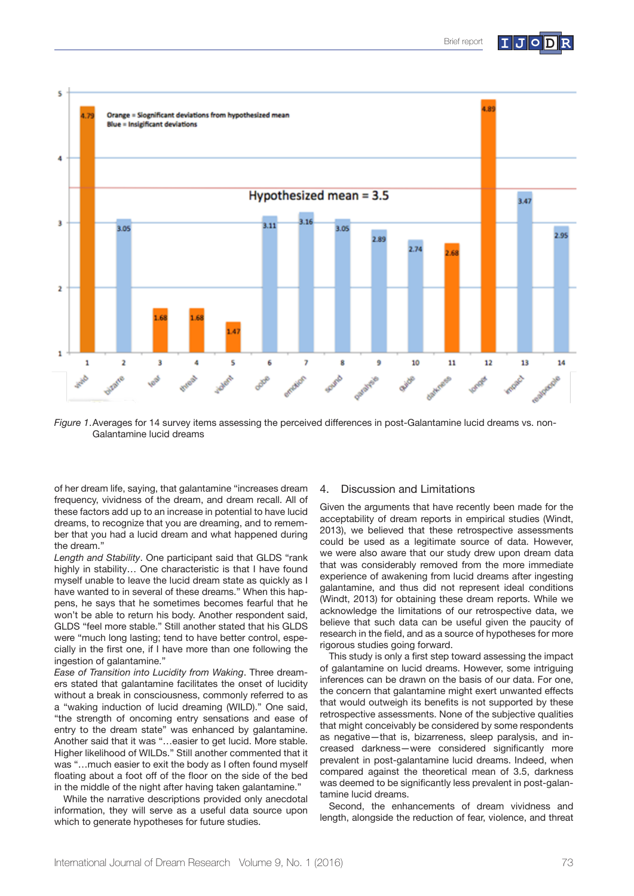*Figure 1.* Averages for 14 survey items assessing the perceived differences in post-Galantamine lucid dreams vs. non-Galantamine lucid dreams

of her dream life, saying, that galantamine "increases dream frequency, vividness of the dream, and dream recall. All of these factors add up to an increase in potential to have lucid dreams, to recognize that you are dreaming, and to remember that you had a lucid dream and what happened during the dream."

*Length and Stability*. One participant said that GLDS "rank highly in stability… One characteristic is that I have found myself unable to leave the lucid dream state as quickly as I have wanted to in several of these dreams." When this happens, he says that he sometimes becomes fearful that he won't be able to return his body. Another respondent said, GLDS "feel more stable." Still another stated that his GLDS were "much long lasting; tend to have better control, especially in the first one, if I have more than one following the ingestion of galantamine."

*Ease of Transition into Lucidity from Waking*. Three dreamers stated that galantamine facilitates the onset of lucidity without a break in consciousness, commonly referred to as a "waking induction of lucid dreaming (WILD)." One said, "the strength of oncoming entry sensations and ease of entry to the dream state" was enhanced by galantamine. Another said that it was "…easier to get lucid. More stable. Higher likelihood of WILDs." Still another commented that it was "…much easier to exit the body as I often found myself floating about a foot off of the floor on the side of the bed in the middle of the night after having taken galantamine."

While the narrative descriptions provided only anecdotal information, they will serve as a useful data source upon which to generate hypotheses for future studies.

## 4. Discussion and Limitations

Given the arguments that have recently been made for the acceptability of dream reports in empirical studies (Windt, 2013), we believed that these retrospective assessments could be used as a legitimate source of data. However, we were also aware that our study drew upon dream data that was considerably removed from the more immediate experience of awakening from lucid dreams after ingesting galantamine, and thus did not represent ideal conditions (Windt, 2013) for obtaining these dream reports. While we acknowledge the limitations of our retrospective data, we believe that such data can be useful given the paucity of research in the field, and as a source of hypotheses for more rigorous studies going forward.

This study is only a first step toward assessing the impact of galantamine on lucid dreams. However, some intriguing inferences can be drawn on the basis of our data. For one, the concern that galantamine might exert unwanted effects that would outweigh its benefits is not supported by these retrospective assessments. None of the subjective qualities that might conceivably be considered by some respondents as negative—that is, bizarreness, sleep paralysis, and increased darkness—were considered significantly more prevalent in post-galantamine lucid dreams. Indeed, when compared against the theoretical mean of 3.5, darkness was deemed to be significantly less prevalent in post-galantamine lucid dreams.

Second, the enhancements of dream vividness and length, alongside the reduction of fear, violence, and threat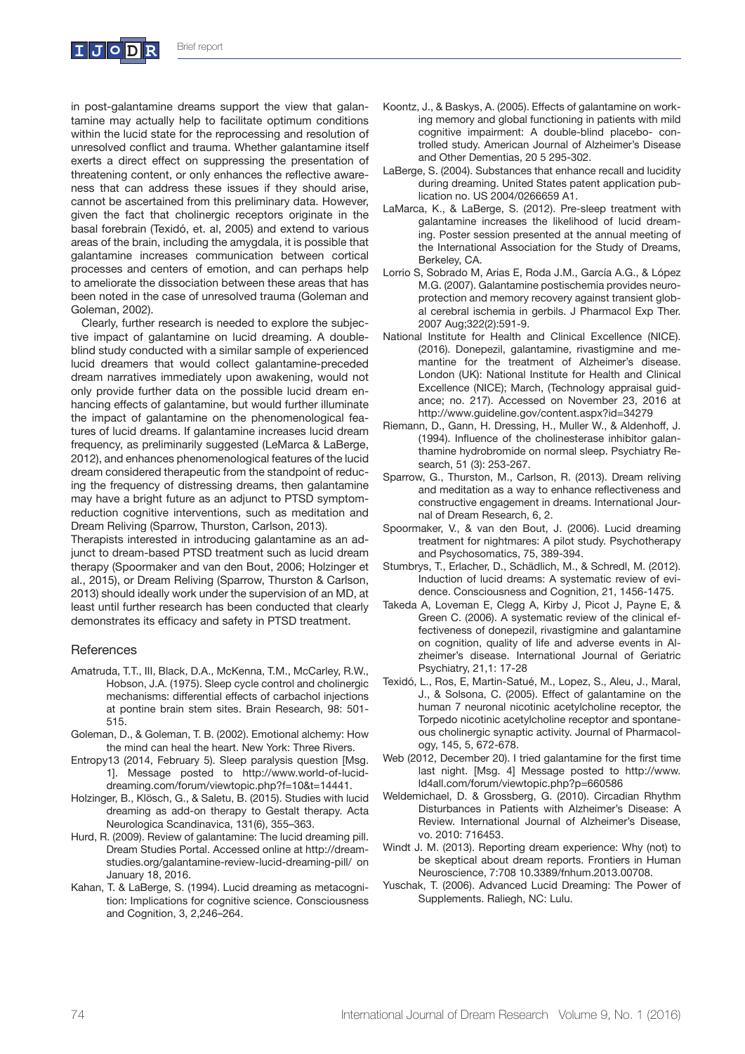in post-galantamine dreams support the view that galantamine may actually help to facilitate optimum conditions within the lucid state for the reprocessing and resolution of unresolved conflict and trauma. Whether galantamine itself exerts a direct effect on suppressing the presentation of threatening content, or only enhances the reflective awareness that can address these issues if they should arise, cannot be ascertained from this preliminary data. However, given the fact that cholinergic receptors originate in the basal forebrain (Texidó, et. al, 2005) and extend to various areas of the brain, including the amygdala, it is possible that galantamine increases communication between cortical processes and centers of emotion, and can perhaps help to ameliorate the dissociation between these areas that has been noted in the case of unresolved trauma (Goleman and Goleman, 2002).

Clearly, further research is needed to explore the subjective impact of galantamine on lucid dreaming. A double-blind study conducted with a similar sample of experienced lucid dreamers that would collect galantamine-preceded dream narratives immediately upon awakening, would not only provide further data on the possible lucid dream enhancing effects of galantamine, but would further illuminate the impact of galantamine on the phenomenological features of lucid dreams. If galantamine increases lucid dream frequency, as preliminarily suggested (LeMarca & LaBerge, 2012), and enhances phenomenological features of the lucid dream considered therapeutic from the standpoint of reducing the frequency of distressing dreams, then galantamine may have a bright future as an adjunct to PTSD symptom-reduction cognitive interventions, such as meditation and Dream Reliving (Sparrow, Thurston, Carlson, 2013).

Therapists interested in introducing galantamine as an adjunct to dream-based PTSD treatment such as lucid dream therapy (Spoormaker and van den Bout, 2006; Holzinger et al., 2015), or Dream Reliving (Sparrow, Thurston & Carlson, 2013) should ideally work under the supervision of an MD, at least until further research has been conducted that clearly demonstrates its efficacy and safety in PTSD treatment.

## References

Amatruda, T.T., III, Black, D.A., McKenna, T.M., McCarley, R.W., Hobson, J.A. (1975). Sleep cycle control and cholinergic mechanisms: differential effects of carbachol injections at pontine brain stem sites. Brain Research, 98: 501-515.

Goleman, D., & Goleman, T. B. (2002). Emotional alchemy: How the mind can heal the heart. New York: Three Rivers.

Entropy13 (2014, February 5). Sleep paralysis question [Msg. 1]. Message posted to http://www.world-of-lucid-dreaming.com/forum/viewtopic.php?f=10&t=14441.

Holzinger, B., Klösch, G., & Saletu, B. (2015). Studies with lucid dreaming as add-on therapy to Gestalt therapy. Acta Neurologica Scandinavica, 131(6), 355–363.

Hurd, R. (2009). Review of galantamine: The lucid dreaming pill. Dream Studies Portal. Accessed online at http://dreamstudies.org/galantamine-review-lucid-dreaming-pill/ on January 18, 2016.

Kahan, T. & LaBerge, S. (1994). Lucid dreaming as metacognition: Implications for cognitive science. Consciousness and Cognition, 3, 2,246–264.

Koontz, J., & Baskys, A. (2005). Effects of galantamine on working memory and global functioning in patients with mild cognitive impairment: A double-blind placebo- controlled study. American Journal of Alzheimer's Disease and Other Dementias, 20 5 295-302.

LaBerge, S. (2004). Substances that enhance recall and lucidity during dreaming. United States patent application publication no. US 2004/0266659 A1.

LaMarca, K., & LaBerge, S. (2012). Pre-sleep treatment with galantamine increases the likelihood of lucid dreaming. Poster session presented at the annual meeting of the International Association for the Study of Dreams, Berkeley, CA.

Lorrio S, Sobrado M, Arias E, Roda J.M., García A.G., & López M.G. (2007). Galantamine postischemia provides neuroprotection and memory recovery against transient global cerebral ischemia in gerbils. J Pharmacol Exp Ther. 2007 Aug;322(2):591-9.

National Institute for Health and Clinical Excellence (NICE). (2016). Donepezil, galantamine, rivastigmine and memantine for the treatment of Alzheimer's disease. London (UK): National Institute for Health and Clinical Excellence (NICE); March, (Technology appraisal guidance; no. 217). Accessed on November 23, 2016 at http://www.guideline.gov/content.aspx?id=34279

Riemann, D., Gann, H. Dressing, H., Muller W., & Aldenhoff, J. (1994). Influence of the cholinesterase inhibitor galanthamine hydrobromide on normal sleep. Psychiatry Research, 51 (3): 253-267.

Sparrow, G., Thurston, M., Carlson, R. (2013). Dream reliving and meditation as a way to enhance reflectiveness and constructive engagement in dreams. International Journal of Dream Research, 6, 2.

Spoormaker, V., & van den Bout, J. (2006). Lucid dreaming treatment for nightmares: A pilot study. Psychotherapy and Psychosomatics, 75, 389-394.

Stumbrys, T., Erlacher, D., Schädlich, M., & Schredl, M. (2012). Induction of lucid dreams: A systematic review of evidence. Consciousness and Cognition, 21, 1456-1475.

Takeda A, Loveman E, Clegg A, Kirby J, Picot J, Payne E, & Green C. (2006). A systematic review of the clinical effectiveness of donepezil, rivastigmine and galantamine on cognition, quality of life and adverse events in Alzheimer's disease. International Journal of Geriatric Psychiatry, 21,1: 17-28

Texidó, L., Ros, E, Martin-Satué, M., Lopez, S., Aleu, J., Maral, J., & Solsona, C. (2005). Effect of galantamine on the human 7 neuronal nicotinic acetylcholine receptor, the Torpedo nicotinic acetylcholine receptor and spontaneous cholinergic synaptic activity. Journal of Pharmacology, 145, 5, 672-678.

Web (2012, December 20). I tried galantamine for the first time last night. [Msg. 4] Message posted to http://www.ld4all.com/forum/viewtopic.php?p=660586

Weldemichael, D. & Grossberg, G. (2010). Circadian Rhythm Disturbances in Patients with Alzheimer's Disease: A Review. International Journal of Alzheimer's Disease, vo. 2010: 716453.

Windt J. M. (2013). Reporting dream experience: Why (not) to be skeptical about dream reports. Frontiers in Human Neuroscience, 7:708 10.3389/fnhum.2013.00708.

Yuschak, T. (2006). Advanced Lucid Dreaming: The Power of Supplements. Raliegh, NC: Lulu.